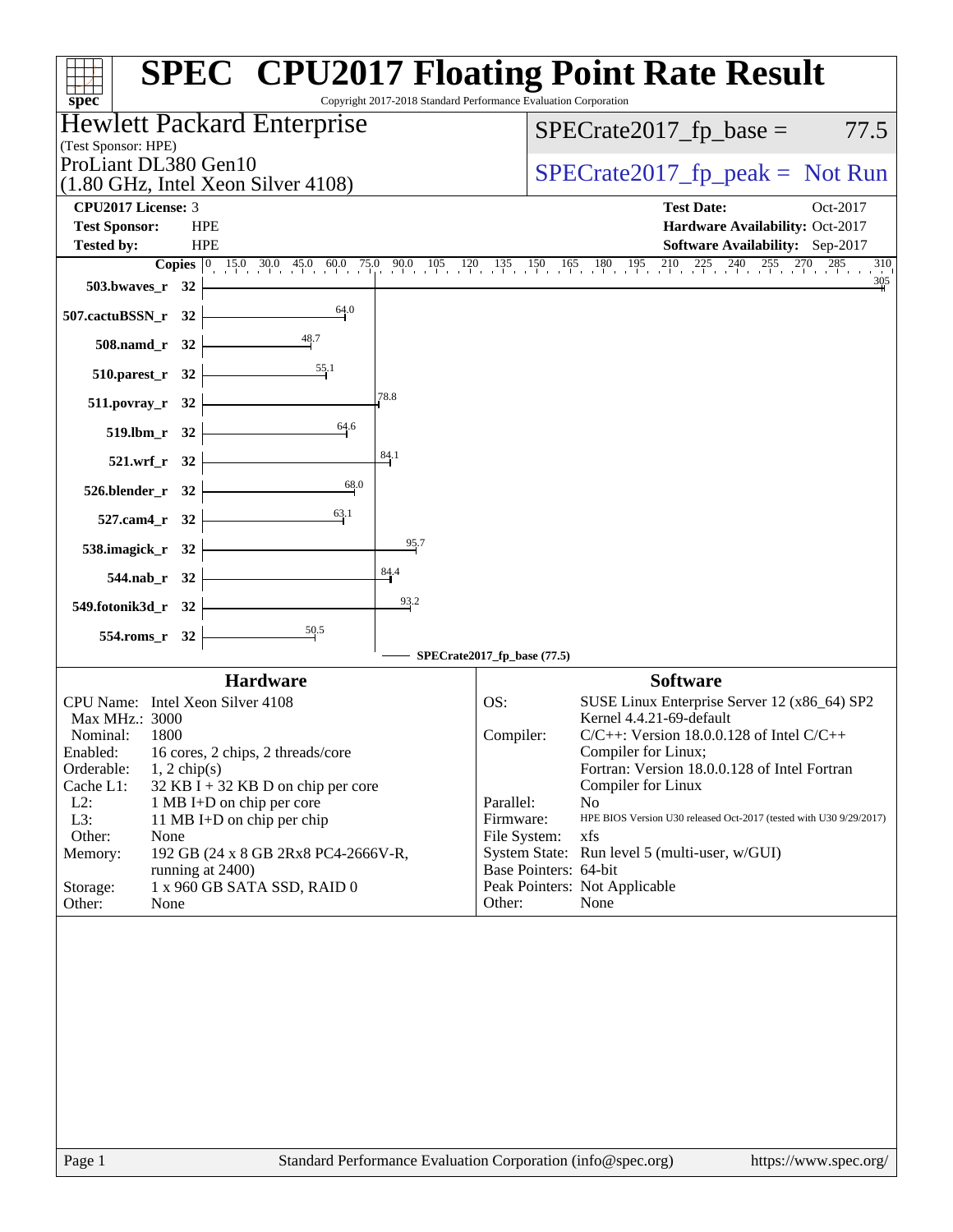# SPEC CPU2017 Floating Point Rate Result

Copyright 2017-2018 Standard Performance Evaluation Corporation

## Hewlett Packard Enterprise

(Test Sponsor: HPE)

ProLiant DL380 Gen10
(1.80 GHz, Intel Xeon Silver 4108)

SPECrate2017_fp_base = 77.5

SPECrate2017_fp_peak = Not Run

| | | | |
|---|---|---|---|
| **CPU2017 License:** | 3 | **Test Date:** | Oct-2017 |
| **Test Sponsor:** | HPE | **Hardware Availability:** | Oct-2017 |
| **Tested by:** | HPE | **Software Availability:** | Sep-2017 |

| Benchmark | Copies | Base Ratio |
|---|---|---|
| 503.bwaves_r | 32 | 305 |
| 507.cactuBSSN_r | 32 | 64.0 |
| 508.namd_r | 32 | 48.7 |
| 510.parest_r | 32 | 55.1 |
| 511.povray_r | 32 | 78.8 |
| 519.lbm_r | 32 | 64.6 |
| 521.wrf_r | 32 | 84.1 |
| 526.blender_r | 32 | 68.0 |
| 527.cam4_r | 32 | 63.1 |
| 538.imagick_r | 32 | 95.7 |
| 544.nab_r | 32 | 84.4 |
| 549.fotonik3d_r | 32 | 93.2 |
| 554.roms_r | 32 | 50.5 |

SPECrate2017_fp_base (77.5)

### Hardware

| | |
|---|---|
| CPU Name: | Intel Xeon Silver 4108 |
| Max MHz.: | 3000 |
| Nominal: | 1800 |
| Enabled: | 16 cores, 2 chips, 2 threads/core |
| Orderable: | 1, 2 chip(s) |
| Cache L1: | 32 KB I + 32 KB D on chip per core |
| L2: | 1 MB I+D on chip per core |
| L3: | 11 MB I+D on chip per chip |
| Other: | None |
| Memory: | 192 GB (24 x 8 GB 2Rx8 PC4-2666V-R, running at 2400) |
| Storage: | 1 x 960 GB SATA SSD, RAID 0 |
| Other: | None |

### Software

| | |
|---|---|
| OS: | SUSE Linux Enterprise Server 12 (x86_64) SP2 Kernel 4.4.21-69-default |
| Compiler: | C/C++: Version 18.0.0.128 of Intel C/C++ Compiler for Linux; Fortran: Version 18.0.0.128 of Intel Fortran Compiler for Linux |
| Parallel: | No |
| Firmware: | HPE BIOS Version U30 released Oct-2017 (tested with U30 9/29/2017) |
| File System: | xfs |
| System State: | Run level 5 (multi-user, w/GUI) |
| Base Pointers: | 64-bit |
| Peak Pointers: | Not Applicable |
| Other: | None |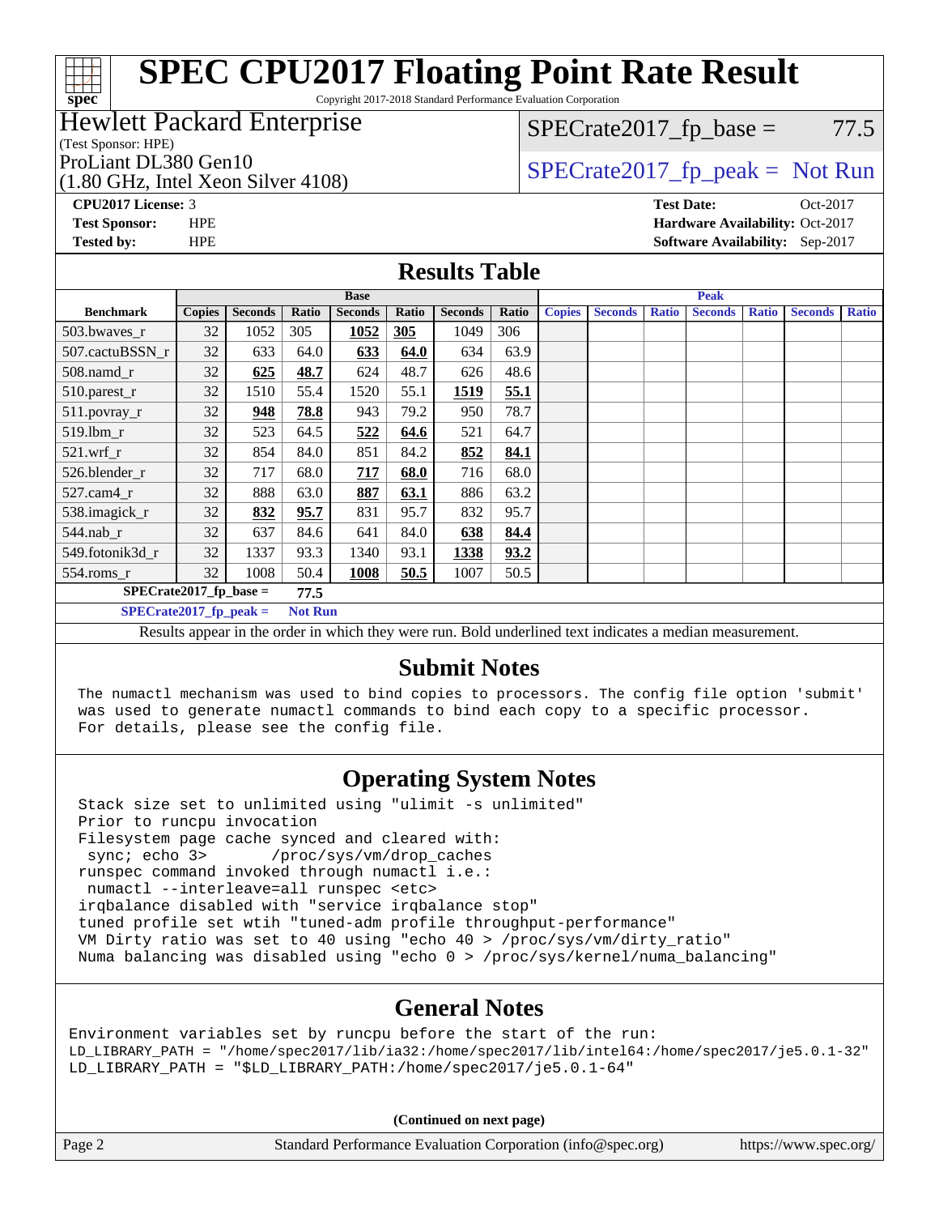# SPEC CPU2017 Floating Point Rate Result

Copyright 2017-2018 Standard Performance Evaluation Corporation

**Hewlett Packard Enterprise**
(Test Sponsor: HPE)

ProLiant DL380 Gen10
(1.80 GHz, Intel Xeon Silver 4108)

SPECrate2017_fp_base = 77.5

SPECrate2017_fp_peak = Not Run

**CPU2017 License:** 3
**Test Sponsor:** HPE
**Tested by:** HPE

**Test Date:** Oct-2017
**Hardware Availability:** Oct-2017
**Software Availability:** Sep-2017

## Results Table

| Benchmark | Base | | | | | | | Peak | | | | | | |
|---|---|---|---|---|---|---|---|---|---|---|---|---|---|---|
| | Copies | Seconds | Ratio | Seconds | Ratio | Seconds | Ratio | Copies | Seconds | Ratio | Seconds | Ratio | Seconds | Ratio |
| 503.bwaves_r | 32 | 1052 | 305 | **1052** | **305** | 1049 | 306 | | | | | | | |
| 507.cactuBSSN_r | 32 | 633 | 64.0 | **633** | **64.0** | 634 | 63.9 | | | | | | | |
| 508.namd_r | 32 | **625** | **48.7** | 624 | 48.7 | 626 | 48.6 | | | | | | | |
| 510.parest_r | 32 | 1510 | 55.4 | 1520 | 55.1 | **1519** | **55.1** | | | | | | | |
| 511.povray_r | 32 | **948** | **78.8** | 943 | 79.2 | 950 | 78.7 | | | | | | | |
| 519.lbm_r | 32 | 523 | 64.5 | **522** | **64.6** | 521 | 64.7 | | | | | | | |
| 521.wrf_r | 32 | 854 | 84.0 | 851 | 84.2 | **852** | **84.1** | | | | | | | |
| 526.blender_r | 32 | 717 | 68.0 | **717** | **68.0** | 716 | 68.0 | | | | | | | |
| 527.cam4_r | 32 | 888 | 63.0 | **887** | **63.1** | 886 | 63.2 | | | | | | | |
| 538.imagick_r | 32 | **832** | **95.7** | 831 | 95.7 | 832 | 95.7 | | | | | | | |
| 544.nab_r | 32 | 637 | 84.6 | 641 | 84.0 | **638** | **84.4** | | | | | | | |
| 549.fotonik3d_r | 32 | 1337 | 93.3 | 1340 | 93.1 | **1338** | **93.2** | | | | | | | |
| 554.roms_r | 32 | 1008 | 50.4 | **1008** | **50.5** | 1007 | 50.5 | | | | | | | |

**SPECrate2017_fp_base = 77.5**

**SPECrate2017_fp_peak = Not Run**

Results appear in the order in which they were run. Bold underlined text indicates a median measurement.

## Submit Notes

The numactl mechanism was used to bind copies to processors. The config file option 'submit' was used to generate numactl commands to bind each copy to a specific processor. For details, please see the config file.

## Operating System Notes

```
Stack size set to unlimited using "ulimit -s unlimited"
Prior to runcpu invocation
Filesystem page cache synced and cleared with:
 sync; echo 3>       /proc/sys/vm/drop_caches
runspec command invoked through numactl i.e.:
 numactl --interleave=all runspec <etc>
irqbalance disabled with "service irqbalance stop"
tuned profile set wtih "tuned-adm profile throughput-performance"
VM Dirty ratio was set to 40 using "echo 40 > /proc/sys/vm/dirty_ratio"
Numa balancing was disabled using "echo 0 > /proc/sys/kernel/numa_balancing"
```

## General Notes

```
Environment variables set by runcpu before the start of the run:
LD_LIBRARY_PATH = "/home/spec2017/lib/ia32:/home/spec2017/lib/intel64:/home/spec2017/je5.0.1-32"
LD_LIBRARY_PATH = "$LD_LIBRARY_PATH:/home/spec2017/je5.0.1-64"
```

(Continued on next page)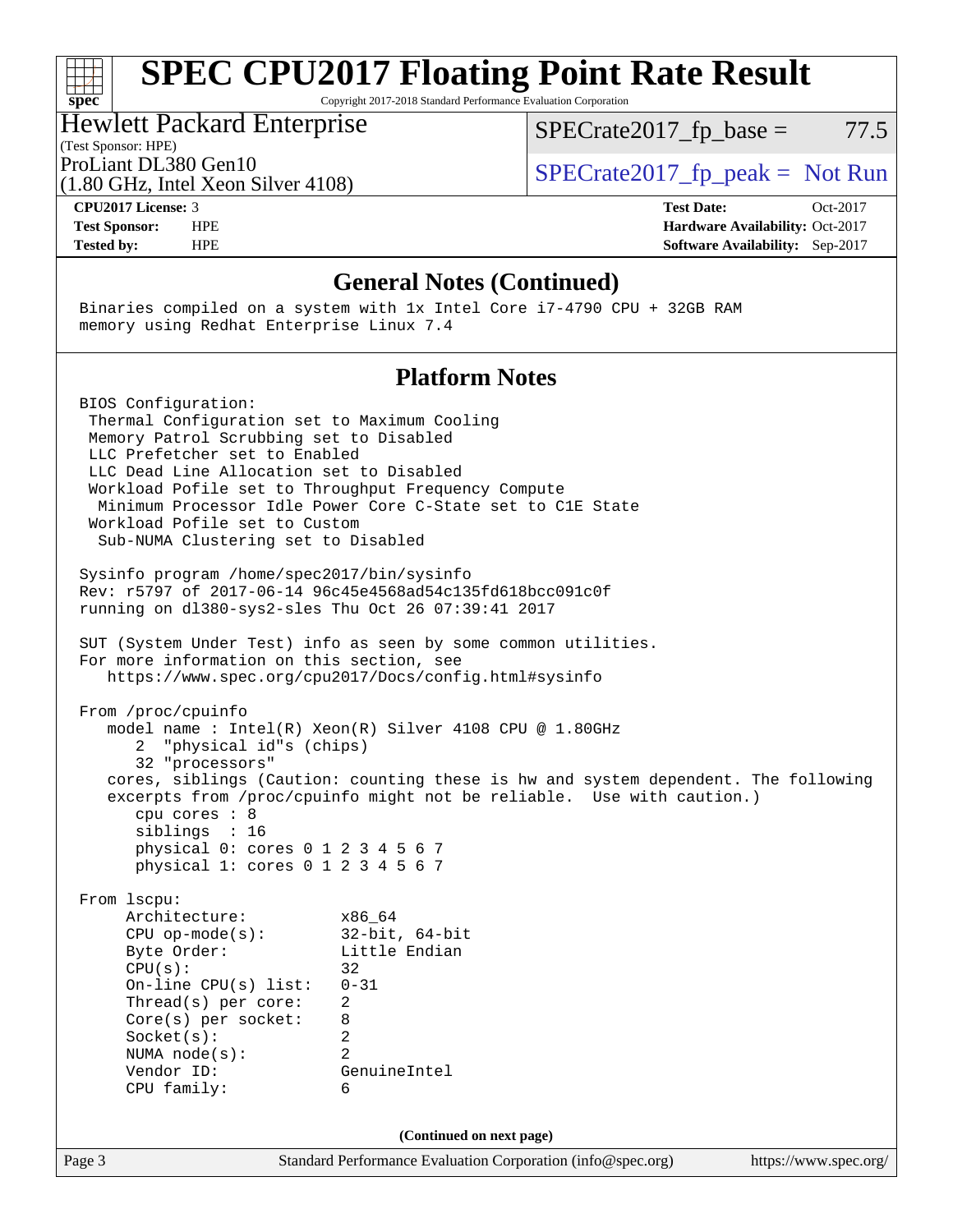# SPEC CPU2017 Floating Point Rate Result

Copyright 2017-2018 Standard Performance Evaluation Corporation

**Hewlett Packard Enterprise**
(Test Sponsor: HPE)
ProLiant DL380 Gen10
(1.80 GHz, Intel Xeon Silver 4108)

SPECrate2017_fp_base = 77.5
SPECrate2017_fp_peak = Not Run

**CPU2017 License:** 3
**Test Sponsor:** HPE
**Tested by:** HPE

**Test Date:** Oct-2017
**Hardware Availability:** Oct-2017
**Software Availability:** Sep-2017

## General Notes (Continued)

```
Binaries compiled on a system with 1x Intel Core i7-4790 CPU + 32GB RAM
memory using Redhat Enterprise Linux 7.4
```

## Platform Notes

```
BIOS Configuration:
 Thermal Configuration set to Maximum Cooling
 Memory Patrol Scrubbing set to Disabled
 LLC Prefetcher set to Enabled
 LLC Dead Line Allocation set to Disabled
 Workload Pofile set to Throughput Frequency Compute
  Minimum Processor Idle Power Core C-State set to C1E State
 Workload Pofile set to Custom
  Sub-NUMA Clustering set to Disabled

Sysinfo program /home/spec2017/bin/sysinfo
Rev: r5797 of 2017-06-14 96c45e4568ad54c135fd618bcc091c0f
running on dl380-sys2-sles Thu Oct 26 07:39:41 2017

SUT (System Under Test) info as seen by some common utilities.
For more information on this section, see
   https://www.spec.org/cpu2017/Docs/config.html#sysinfo

From /proc/cpuinfo
   model name : Intel(R) Xeon(R) Silver 4108 CPU @ 1.80GHz
      2  "physical id"s (chips)
      32 "processors"
   cores, siblings (Caution: counting these is hw and system dependent. The following
   excerpts from /proc/cpuinfo might not be reliable.  Use with caution.)
      cpu cores : 8
      siblings  : 16
      physical 0: cores 0 1 2 3 4 5 6 7
      physical 1: cores 0 1 2 3 4 5 6 7

From lscpu:
     Architecture:          x86_64
     CPU op-mode(s):        32-bit, 64-bit
     Byte Order:            Little Endian
     CPU(s):                32
     On-line CPU(s) list:   0-31
     Thread(s) per core:    2
     Core(s) per socket:    8
     Socket(s):             2
     NUMA node(s):          2
     Vendor ID:             GenuineIntel
     CPU family:            6
```

(Continued on next page)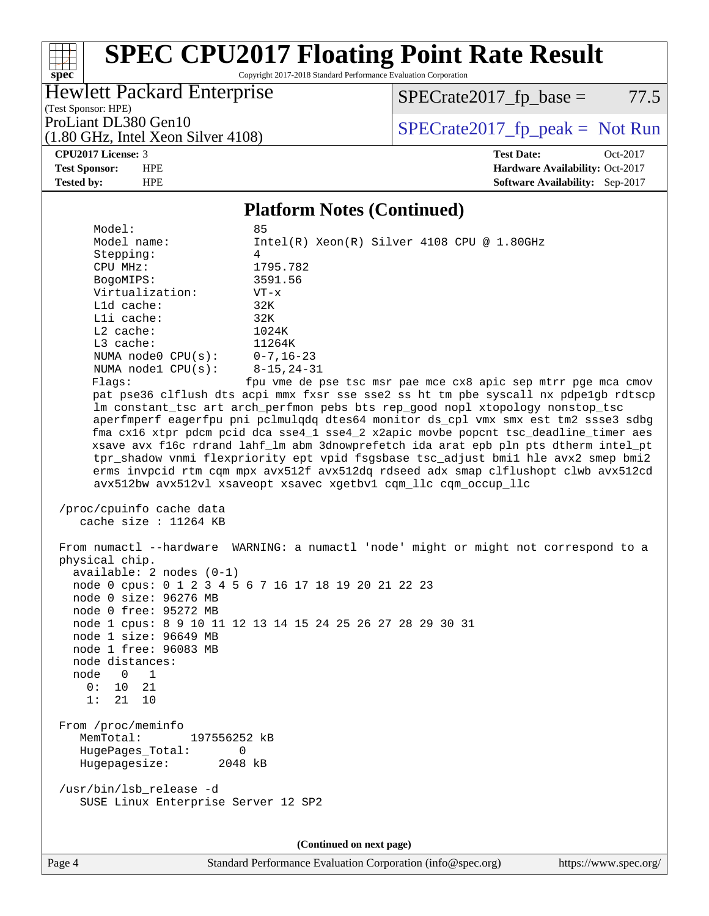# SPEC CPU2017 Floating Point Rate Result

Copyright 2017-2018 Standard Performance Evaluation Corporation

**Hewlett Packard Enterprise**
(Test Sponsor: HPE)
ProLiant DL380 Gen10
(1.80 GHz, Intel Xeon Silver 4108)

SPECrate2017_fp_base = 77.5

SPECrate2017_fp_peak = Not Run

| | | | |
|---|---|---|---|
| **CPU2017 License:** | 3 | **Test Date:** | Oct-2017 |
| **Test Sponsor:** | HPE | **Hardware Availability:** | Oct-2017 |
| **Tested by:** | HPE | **Software Availability:** | Sep-2017 |

## Platform Notes (Continued)

```
     Model:                 85
     Model name:            Intel(R) Xeon(R) Silver 4108 CPU @ 1.80GHz
     Stepping:              4
     CPU MHz:               1795.782
     BogoMIPS:              3591.56
     Virtualization:        VT-x
     L1d cache:             32K
     L1i cache:             32K
     L2 cache:              1024K
     L3 cache:              11264K
     NUMA node0 CPU(s):     0-7,16-23
     NUMA node1 CPU(s):     8-15,24-31
     Flags:                 fpu vme de pse tsc msr pae mce cx8 apic sep mtrr pge mca cmov
     pat pse36 clflush dts acpi mmx fxsr sse sse2 ss ht tm pbe syscall nx pdpe1gb rdtscp
     lm constant_tsc art arch_perfmon pebs bts rep_good nopl xtopology nonstop_tsc
     aperfmperf eagerfpu pni pclmulqdq dtes64 monitor ds_cpl vmx smx est tm2 ssse3 sdbg
     fma cx16 xtpr pdcm pcid dca sse4_1 sse4_2 x2apic movbe popcnt tsc_deadline_timer aes
     xsave avx f16c rdrand lahf_lm abm 3dnowprefetch ida arat epb pln pts dtherm intel_pt
     tpr_shadow vnmi flexpriority ept vpid fsgsbase tsc_adjust bmi1 hle avx2 smep bmi2
     erms invpcid rtm cqm mpx avx512f avx512dq rdseed adx smap clflushopt clwb avx512cd
     avx512bw avx512vl xsaveopt xsavec xgetbv1 cqm_llc cqm_occup_llc

 /proc/cpuinfo cache data
    cache size : 11264 KB

 From numactl --hardware  WARNING: a numactl 'node' might or might not correspond to a
 physical chip.
   available: 2 nodes (0-1)
   node 0 cpus: 0 1 2 3 4 5 6 7 16 17 18 19 20 21 22 23
   node 0 size: 96276 MB
   node 0 free: 95272 MB
   node 1 cpus: 8 9 10 11 12 13 14 15 24 25 26 27 28 29 30 31
   node 1 size: 96649 MB
   node 1 free: 96083 MB
   node distances:
   node   0   1
     0:  10  21
     1:  21  10

 From /proc/meminfo
    MemTotal:       197556252 kB
    HugePages_Total:       0
    Hugepagesize:       2048 kB

 /usr/bin/lsb_release -d
    SUSE Linux Enterprise Server 12 SP2
```

(Continued on next page)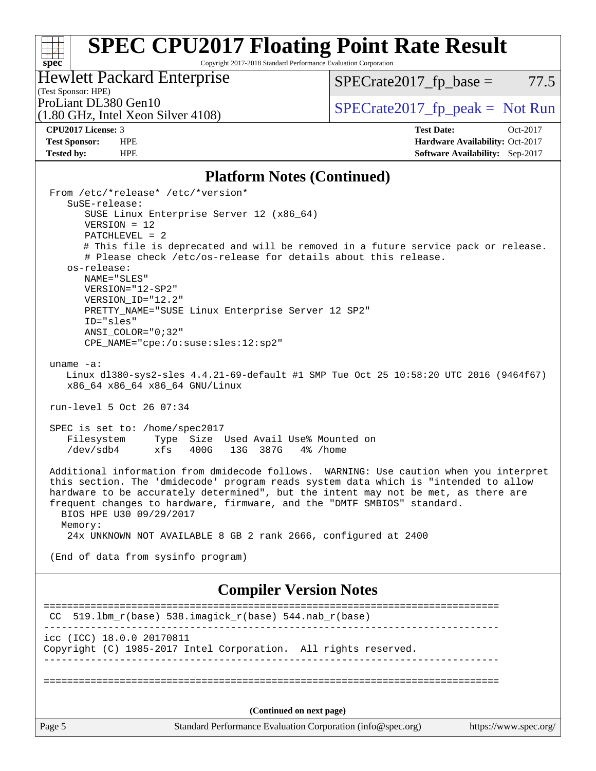## Platform Notes (Continued)

```
From /etc/*release* /etc/*version*
   SuSE-release:
      SUSE Linux Enterprise Server 12 (x86_64)
      VERSION = 12
      PATCHLEVEL = 2
      # This file is deprecated and will be removed in a future service pack or release.
      # Please check /etc/os-release for details about this release.
   os-release:
      NAME="SLES"
      VERSION="12-SP2"
      VERSION_ID="12.2"
      PRETTY_NAME="SUSE Linux Enterprise Server 12 SP2"
      ID="sles"
      ANSI_COLOR="0;32"
      CPE_NAME="cpe:/o:suse:sles:12:sp2"

uname -a:
   Linux dl380-sys2-sles 4.4.21-69-default #1 SMP Tue Oct 25 10:58:20 UTC 2016 (9464f67)
   x86_64 x86_64 x86_64 GNU/Linux

run-level 5 Oct 26 07:34

SPEC is set to: /home/spec2017
   Filesystem     Type  Size  Used Avail Use% Mounted on
   /dev/sdb4      xfs   400G   13G  387G   4% /home

Additional information from dmidecode follows.  WARNING: Use caution when you interpret
this section. The 'dmidecode' program reads system data which is "intended to allow
hardware to be accurately determined", but the intent may not be met, as there are
frequent changes to hardware, firmware, and the "DMTF SMBIOS" standard.
  BIOS HPE U30 09/29/2017
  Memory:
   24x UNKNOWN NOT AVAILABLE 8 GB 2 rank 2666, configured at 2400

(End of data from sysinfo program)
```

## Compiler Version Notes

```
==============================================================================
 CC  519.lbm_r(base) 538.imagick_r(base) 544.nab_r(base)
------------------------------------------------------------------------------
icc (ICC) 18.0.0 20170811
Copyright (C) 1985-2017 Intel Corporation.  All rights reserved.
------------------------------------------------------------------------------

==============================================================================
```

(Continued on next page)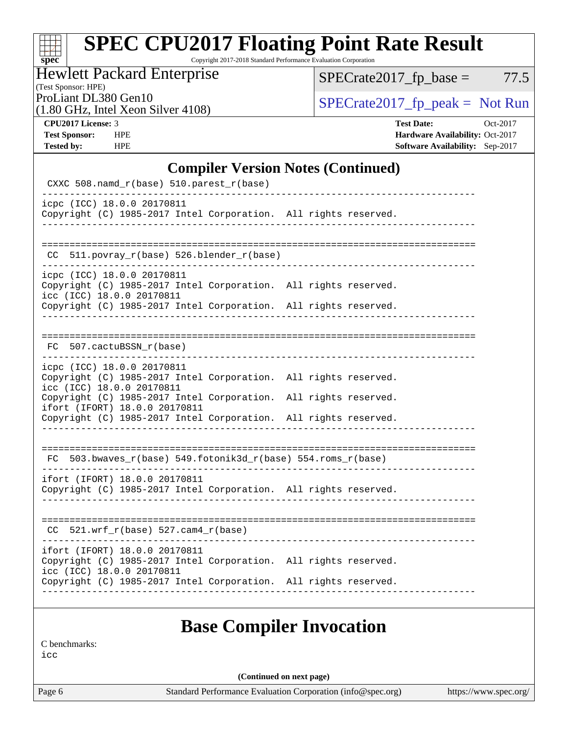# Compiler Version Notes (Continued)

```
 CXXC 508.namd_r(base) 510.parest_r(base)
------------------------------------------------------------------------------
icpc (ICC) 18.0.0 20170811
Copyright (C) 1985-2017 Intel Corporation.  All rights reserved.
------------------------------------------------------------------------------

==============================================================================
 CC  511.povray_r(base) 526.blender_r(base)
------------------------------------------------------------------------------
icpc (ICC) 18.0.0 20170811
Copyright (C) 1985-2017 Intel Corporation.  All rights reserved.
icc (ICC) 18.0.0 20170811
Copyright (C) 1985-2017 Intel Corporation.  All rights reserved.
------------------------------------------------------------------------------

==============================================================================
 FC  507.cactuBSSN_r(base)
------------------------------------------------------------------------------
icpc (ICC) 18.0.0 20170811
Copyright (C) 1985-2017 Intel Corporation.  All rights reserved.
icc (ICC) 18.0.0 20170811
Copyright (C) 1985-2017 Intel Corporation.  All rights reserved.
ifort (IFORT) 18.0.0 20170811
Copyright (C) 1985-2017 Intel Corporation.  All rights reserved.
------------------------------------------------------------------------------

==============================================================================
 FC  503.bwaves_r(base) 549.fotonik3d_r(base) 554.roms_r(base)
------------------------------------------------------------------------------
ifort (IFORT) 18.0.0 20170811
Copyright (C) 1985-2017 Intel Corporation.  All rights reserved.
------------------------------------------------------------------------------

==============================================================================
 CC  521.wrf_r(base) 527.cam4_r(base)
------------------------------------------------------------------------------
ifort (IFORT) 18.0.0 20170811
Copyright (C) 1985-2017 Intel Corporation.  All rights reserved.
icc (ICC) 18.0.0 20170811
Copyright (C) 1985-2017 Intel Corporation.  All rights reserved.
------------------------------------------------------------------------------
```

# Base Compiler Invocation

C benchmarks:
icc

(Continued on next page)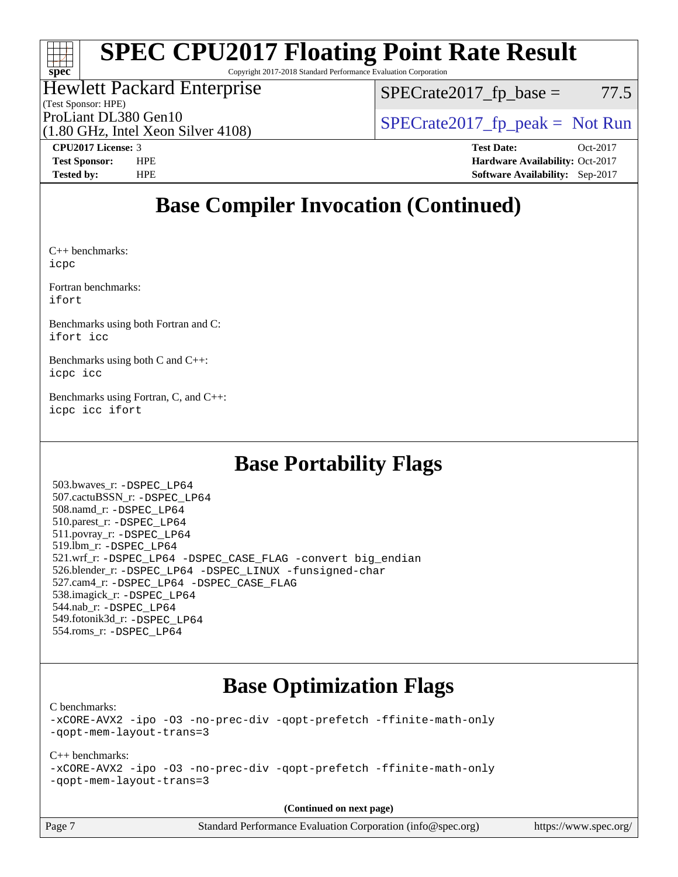## Base Compiler Invocation (Continued)

C++ benchmarks:
`icpc`

Fortran benchmarks:
`ifort`

Benchmarks using both Fortran and C:
`ifort icc`

Benchmarks using both C and C++:
`icpc icc`

Benchmarks using Fortran, C, and C++:
`icpc icc ifort`

## Base Portability Flags

503.bwaves_r: -DSPEC_LP64
507.cactuBSSN_r: -DSPEC_LP64
508.namd_r: -DSPEC_LP64
510.parest_r: -DSPEC_LP64
511.povray_r: -DSPEC_LP64
519.lbm_r: -DSPEC_LP64
521.wrf_r: -DSPEC_LP64 -DSPEC_CASE_FLAG -convert big_endian
526.blender_r: -DSPEC_LP64 -DSPEC_LINUX -funsigned-char
527.cam4_r: -DSPEC_LP64 -DSPEC_CASE_FLAG
538.imagick_r: -DSPEC_LP64
544.nab_r: -DSPEC_LP64
549.fotonik3d_r: -DSPEC_LP64
554.roms_r: -DSPEC_LP64

## Base Optimization Flags

C benchmarks:
```
-xCORE-AVX2 -ipo -O3 -no-prec-div -qopt-prefetch -ffinite-math-only
-qopt-mem-layout-trans=3
```

C++ benchmarks:
```
-xCORE-AVX2 -ipo -O3 -no-prec-div -qopt-prefetch -ffinite-math-only
-qopt-mem-layout-trans=3
```

**(Continued on next page)**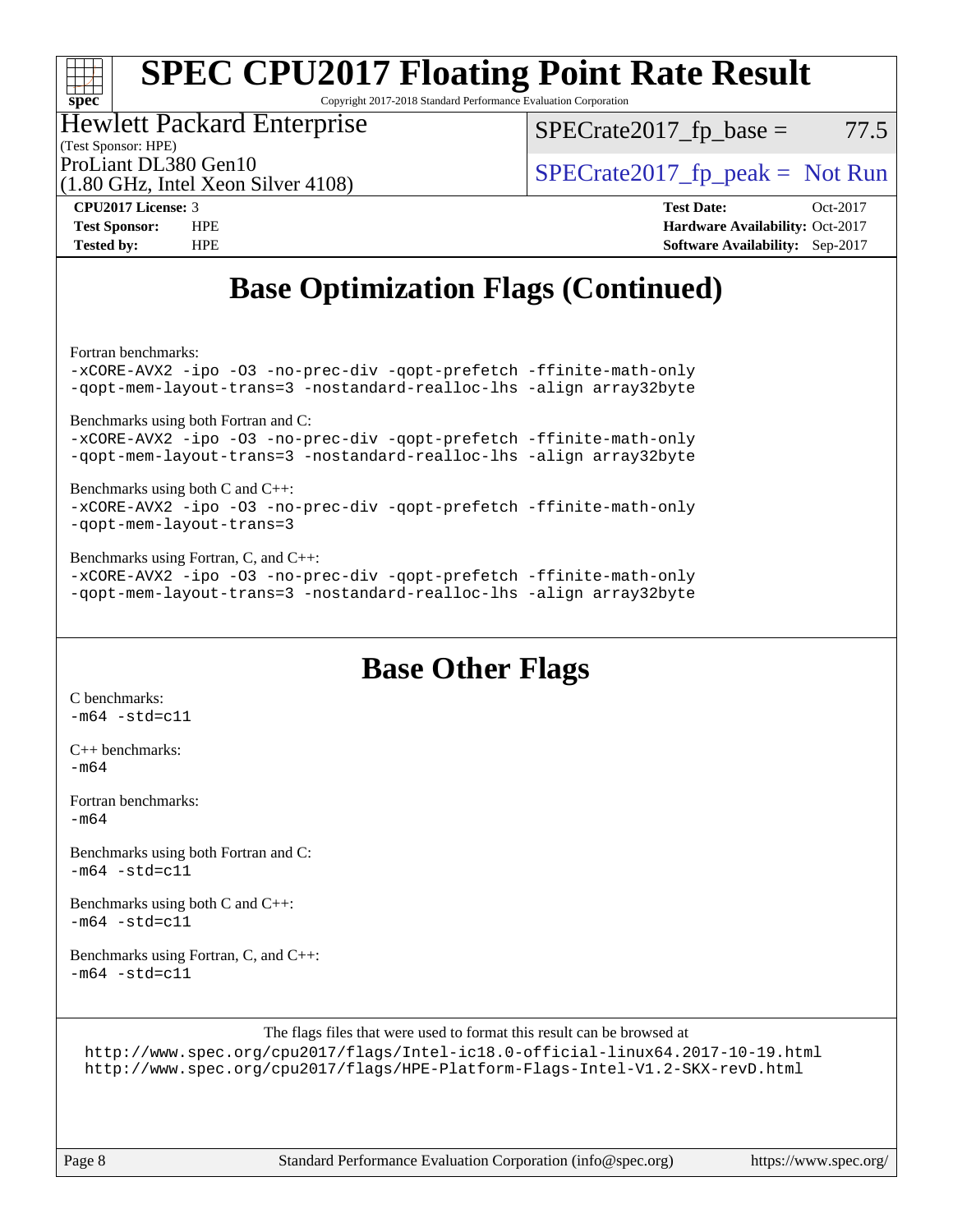# SPEC CPU2017 Floating Point Rate Result

Copyright 2017-2018 Standard Performance Evaluation Corporation

Hewlett Packard Enterprise
(Test Sponsor: HPE)
ProLiant DL380 Gen10
(1.80 GHz, Intel Xeon Silver 4108)

SPECrate2017_fp_base = 77.5

SPECrate2017_fp_peak = Not Run

**CPU2017 License:** 3
**Test Sponsor:** HPE
**Tested by:** HPE

**Test Date:** Oct-2017
**Hardware Availability:** Oct-2017
**Software Availability:** Sep-2017

## Base Optimization Flags (Continued)

Fortran benchmarks:
```
-xCORE-AVX2 -ipo -O3 -no-prec-div -qopt-prefetch -ffinite-math-only
-qopt-mem-layout-trans=3 -nostandard-realloc-lhs -align array32byte
```

Benchmarks using both Fortran and C:
```
-xCORE-AVX2 -ipo -O3 -no-prec-div -qopt-prefetch -ffinite-math-only
-qopt-mem-layout-trans=3 -nostandard-realloc-lhs -align array32byte
```

Benchmarks using both C and C++:
```
-xCORE-AVX2 -ipo -O3 -no-prec-div -qopt-prefetch -ffinite-math-only
-qopt-mem-layout-trans=3
```

Benchmarks using Fortran, C, and C++:
```
-xCORE-AVX2 -ipo -O3 -no-prec-div -qopt-prefetch -ffinite-math-only
-qopt-mem-layout-trans=3 -nostandard-realloc-lhs -align array32byte
```

## Base Other Flags

C benchmarks:
```
-m64 -std=c11
```

C++ benchmarks:
```
-m64
```

Fortran benchmarks:
```
-m64
```

Benchmarks using both Fortran and C:
```
-m64 -std=c11
```

Benchmarks using both C and C++:
```
-m64 -std=c11
```

Benchmarks using Fortran, C, and C++:
```
-m64 -std=c11
```

The flags files that were used to format this result can be browsed at
http://www.spec.org/cpu2017/flags/Intel-ic18.0-official-linux64.2017-10-19.html
http://www.spec.org/cpu2017/flags/HPE-Platform-Flags-Intel-V1.2-SKX-revD.html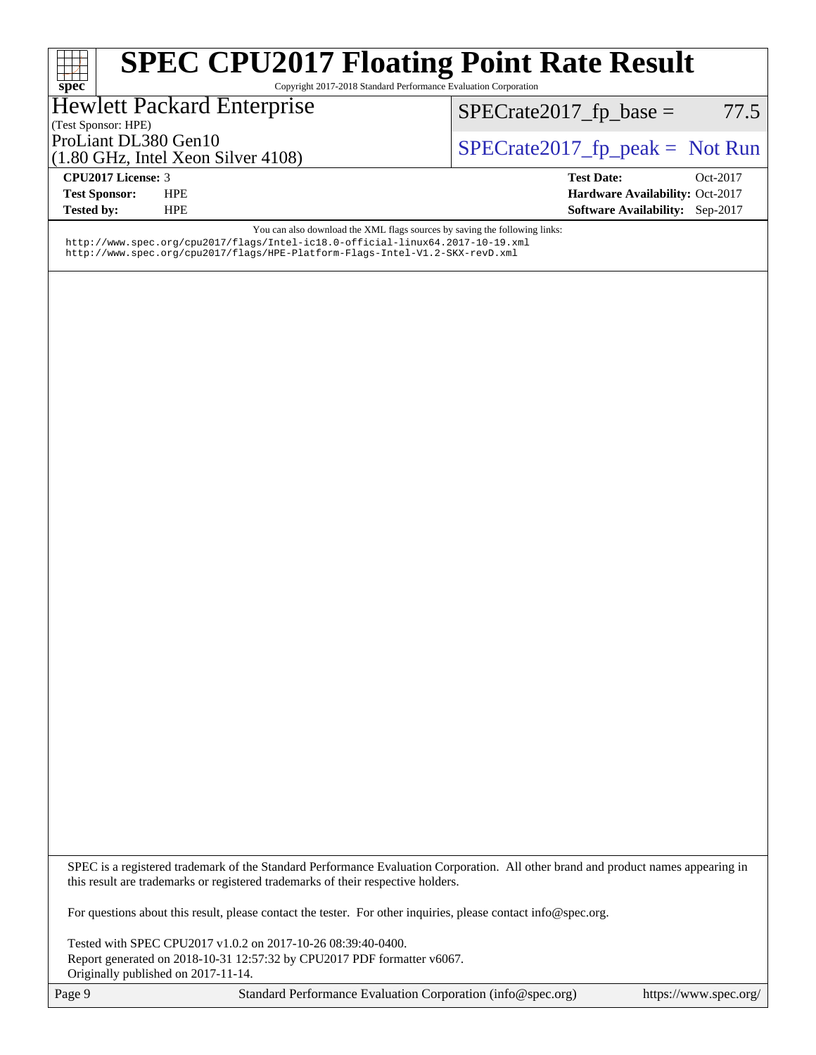# SPEC CPU2017 Floating Point Rate Result

Copyright 2017-2018 Standard Performance Evaluation Corporation

Hewlett Packard Enterprise
(Test Sponsor: HPE)
ProLiant DL380 Gen10
(1.80 GHz, Intel Xeon Silver 4108)

SPECrate2017_fp_base = 77.5

SPECrate2017_fp_peak = Not Run

**CPU2017 License:** 3
**Test Sponsor:** HPE
**Tested by:** HPE

**Test Date:** Oct-2017
**Hardware Availability:** Oct-2017
**Software Availability:** Sep-2017

You can also download the XML flags sources by saving the following links:
http://www.spec.org/cpu2017/flags/Intel-ic18.0-official-linux64.2017-10-19.xml
http://www.spec.org/cpu2017/flags/HPE-Platform-Flags-Intel-V1.2-SKX-revD.xml

SPEC is a registered trademark of the Standard Performance Evaluation Corporation. All other brand and product names appearing in this result are trademarks or registered trademarks of their respective holders.

For questions about this result, please contact the tester. For other inquiries, please contact info@spec.org.

Tested with SPEC CPU2017 v1.0.2 on 2017-10-26 08:39:40-0400.
Report generated on 2018-10-31 12:57:32 by CPU2017 PDF formatter v6067.
Originally published on 2017-11-14.